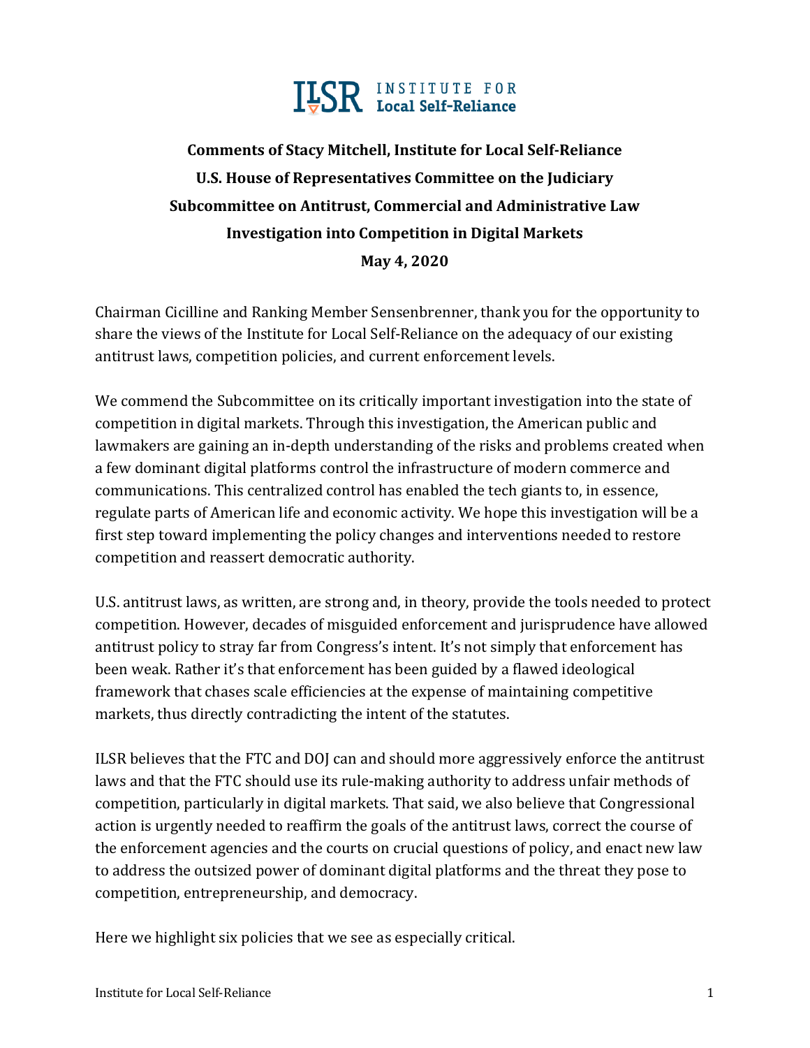ILSR INSTITUTE FOR Local Self-Reliance

**Comments of Stacy Mitchell, Institute for Local Self-Reliance**
**U.S. House of Representatives Committee on the Judiciary**
**Subcommittee on Antitrust, Commercial and Administrative Law**
**Investigation into Competition in Digital Markets**
**May 4, 2020**

Chairman Cicilline and Ranking Member Sensenbrenner, thank you for the opportunity to share the views of the Institute for Local Self-Reliance on the adequacy of our existing antitrust laws, competition policies, and current enforcement levels.

We commend the Subcommittee on its critically important investigation into the state of competition in digital markets. Through this investigation, the American public and lawmakers are gaining an in-depth understanding of the risks and problems created when a few dominant digital platforms control the infrastructure of modern commerce and communications. This centralized control has enabled the tech giants to, in essence, regulate parts of American life and economic activity. We hope this investigation will be a first step toward implementing the policy changes and interventions needed to restore competition and reassert democratic authority.

U.S. antitrust laws, as written, are strong and, in theory, provide the tools needed to protect competition. However, decades of misguided enforcement and jurisprudence have allowed antitrust policy to stray far from Congress's intent. It's not simply that enforcement has been weak. Rather it's that enforcement has been guided by a flawed ideological framework that chases scale efficiencies at the expense of maintaining competitive markets, thus directly contradicting the intent of the statutes.

ILSR believes that the FTC and DOJ can and should more aggressively enforce the antitrust laws and that the FTC should use its rule-making authority to address unfair methods of competition, particularly in digital markets. That said, we also believe that Congressional action is urgently needed to reaffirm the goals of the antitrust laws, correct the course of the enforcement agencies and the courts on crucial questions of policy, and enact new law to address the outsized power of dominant digital platforms and the threat they pose to competition, entrepreneurship, and democracy.

Here we highlight six policies that we see as especially critical.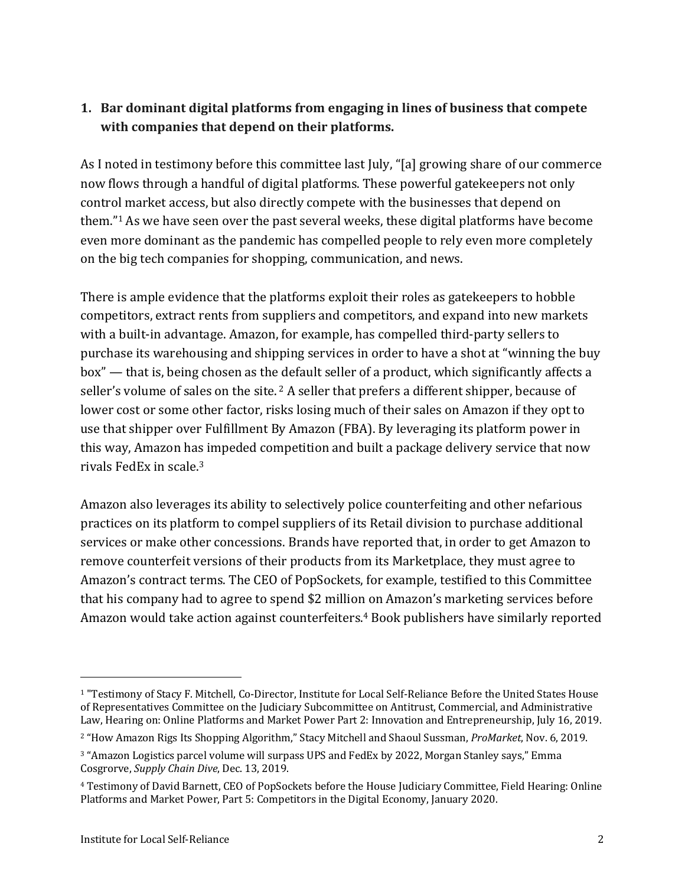**1. Bar dominant digital platforms from engaging in lines of business that compete with companies that depend on their platforms.**

As I noted in testimony before this committee last July, "[a] growing share of our commerce now flows through a handful of digital platforms. These powerful gatekeepers not only control market access, but also directly compete with the businesses that depend on them."[1] As we have seen over the past several weeks, these digital platforms have become even more dominant as the pandemic has compelled people to rely even more completely on the big tech companies for shopping, communication, and news.

There is ample evidence that the platforms exploit their roles as gatekeepers to hobble competitors, extract rents from suppliers and competitors, and expand into new markets with a built-in advantage. Amazon, for example, has compelled third-party sellers to purchase its warehousing and shipping services in order to have a shot at "winning the buy box" — that is, being chosen as the default seller of a product, which significantly affects a seller's volume of sales on the site.[2] A seller that prefers a different shipper, because of lower cost or some other factor, risks losing much of their sales on Amazon if they opt to use that shipper over Fulfillment By Amazon (FBA). By leveraging its platform power in this way, Amazon has impeded competition and built a package delivery service that now rivals FedEx in scale.[3]

Amazon also leverages its ability to selectively police counterfeiting and other nefarious practices on its platform to compel suppliers of its Retail division to purchase additional services or make other concessions. Brands have reported that, in order to get Amazon to remove counterfeit versions of their products from its Marketplace, they must agree to Amazon's contract terms. The CEO of PopSockets, for example, testified to this Committee that his company had to agree to spend $2 million on Amazon's marketing services before Amazon would take action against counterfeiters.[4] Book publishers have similarly reported

---

[1] "Testimony of Stacy F. Mitchell, Co-Director, Institute for Local Self-Reliance Before the United States House of Representatives Committee on the Judiciary Subcommittee on Antitrust, Commercial, and Administrative Law, Hearing on: Online Platforms and Market Power Part 2: Innovation and Entrepreneurship, July 16, 2019.

[2] "How Amazon Rigs Its Shopping Algorithm," Stacy Mitchell and Shaoul Sussman, *ProMarket*, Nov. 6, 2019.

[3] "Amazon Logistics parcel volume will surpass UPS and FedEx by 2022, Morgan Stanley says," Emma Cosgrorve, *Supply Chain Dive*, Dec. 13, 2019.

[4] Testimony of David Barnett, CEO of PopSockets before the House Judiciary Committee, Field Hearing: Online Platforms and Market Power, Part 5: Competitors in the Digital Economy, January 2020.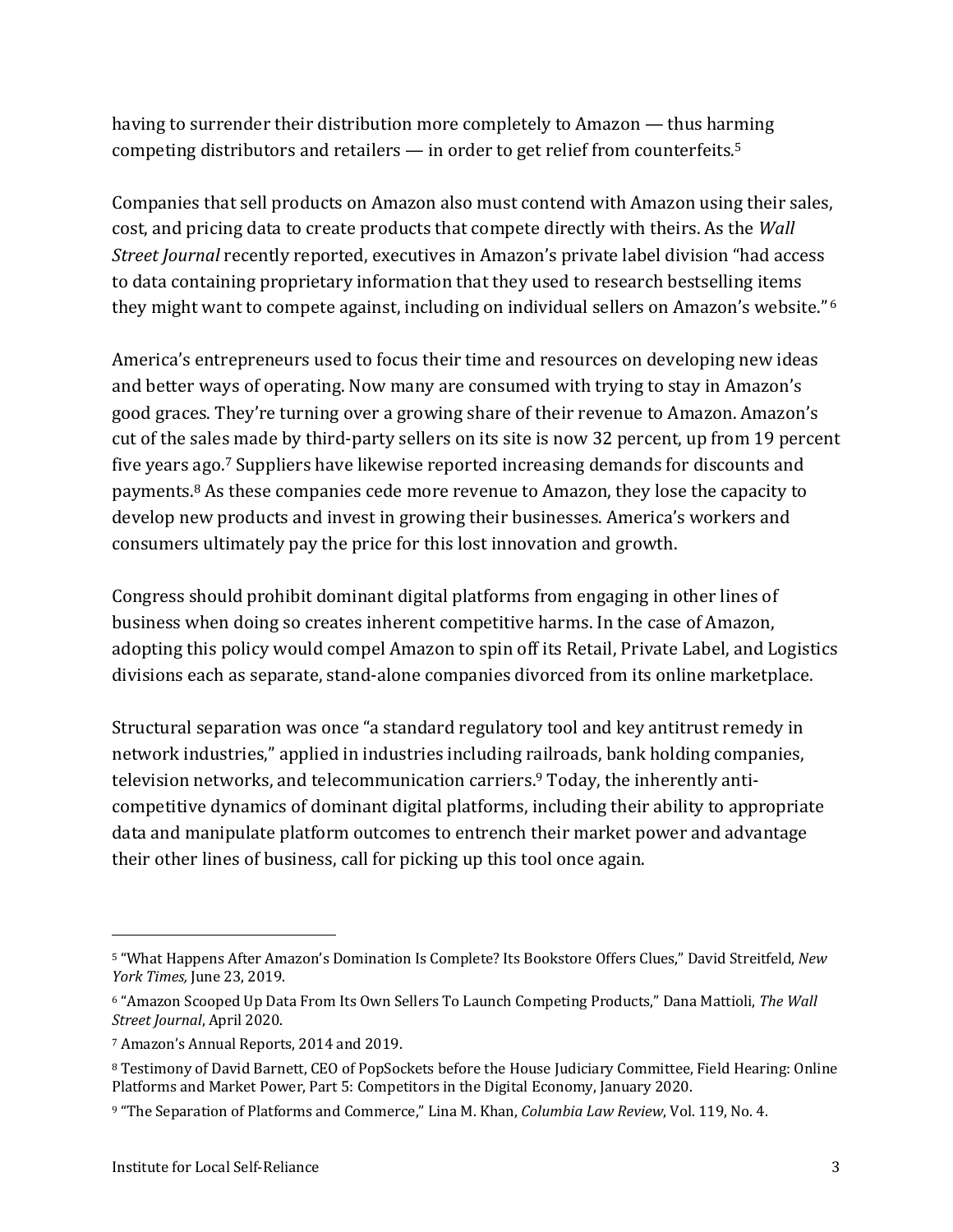having to surrender their distribution more completely to Amazon — thus harming competing distributors and retailers — in order to get relief from counterfeits.[5]

Companies that sell products on Amazon also must contend with Amazon using their sales, cost, and pricing data to create products that compete directly with theirs. As the *Wall Street Journal* recently reported, executives in Amazon's private label division "had access to data containing proprietary information that they used to research bestselling items they might want to compete against, including on individual sellers on Amazon's website."[6]

America's entrepreneurs used to focus their time and resources on developing new ideas and better ways of operating. Now many are consumed with trying to stay in Amazon's good graces. They're turning over a growing share of their revenue to Amazon. Amazon's cut of the sales made by third-party sellers on its site is now 32 percent, up from 19 percent five years ago.[7] Suppliers have likewise reported increasing demands for discounts and payments.[8] As these companies cede more revenue to Amazon, they lose the capacity to develop new products and invest in growing their businesses. America's workers and consumers ultimately pay the price for this lost innovation and growth.

Congress should prohibit dominant digital platforms from engaging in other lines of business when doing so creates inherent competitive harms. In the case of Amazon, adopting this policy would compel Amazon to spin off its Retail, Private Label, and Logistics divisions each as separate, stand-alone companies divorced from its online marketplace.

Structural separation was once "a standard regulatory tool and key antitrust remedy in network industries," applied in industries including railroads, bank holding companies, television networks, and telecommunication carriers.[9] Today, the inherently anti-competitive dynamics of dominant digital platforms, including their ability to appropriate data and manipulate platform outcomes to entrench their market power and advantage their other lines of business, call for picking up this tool once again.

---

[5] "What Happens After Amazon's Domination Is Complete? Its Bookstore Offers Clues," David Streitfeld, *New York Times,* June 23, 2019.

[6] "Amazon Scooped Up Data From Its Own Sellers To Launch Competing Products," Dana Mattioli, *The Wall Street Journal*, April 2020.

[7] Amazon's Annual Reports, 2014 and 2019.

[8] Testimony of David Barnett, CEO of PopSockets before the House Judiciary Committee, Field Hearing: Online Platforms and Market Power, Part 5: Competitors in the Digital Economy, January 2020.

[9] "The Separation of Platforms and Commerce," Lina M. Khan, *Columbia Law Review*, Vol. 119, No. 4.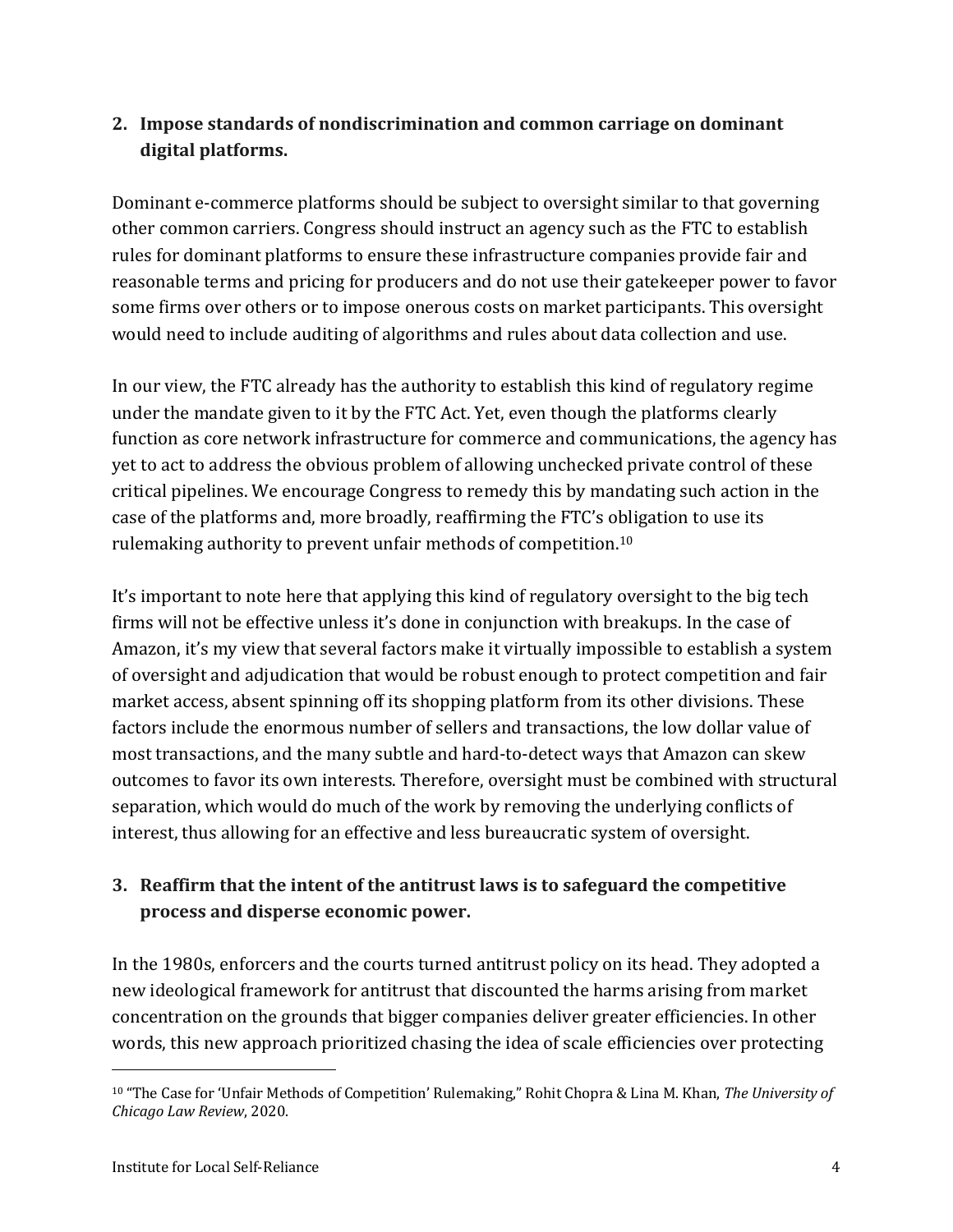## 2. Impose standards of nondiscrimination and common carriage on dominant digital platforms.

Dominant e-commerce platforms should be subject to oversight similar to that governing other common carriers. Congress should instruct an agency such as the FTC to establish rules for dominant platforms to ensure these infrastructure companies provide fair and reasonable terms and pricing for producers and do not use their gatekeeper power to favor some firms over others or to impose onerous costs on market participants. This oversight would need to include auditing of algorithms and rules about data collection and use.

In our view, the FTC already has the authority to establish this kind of regulatory regime under the mandate given to it by the FTC Act. Yet, even though the platforms clearly function as core network infrastructure for commerce and communications, the agency has yet to act to address the obvious problem of allowing unchecked private control of these critical pipelines. We encourage Congress to remedy this by mandating such action in the case of the platforms and, more broadly, reaffirming the FTC's obligation to use its rulemaking authority to prevent unfair methods of competition.[10]

It's important to note here that applying this kind of regulatory oversight to the big tech firms will not be effective unless it's done in conjunction with breakups. In the case of Amazon, it's my view that several factors make it virtually impossible to establish a system of oversight and adjudication that would be robust enough to protect competition and fair market access, absent spinning off its shopping platform from its other divisions. These factors include the enormous number of sellers and transactions, the low dollar value of most transactions, and the many subtle and hard-to-detect ways that Amazon can skew outcomes to favor its own interests. Therefore, oversight must be combined with structural separation, which would do much of the work by removing the underlying conflicts of interest, thus allowing for an effective and less bureaucratic system of oversight.

## 3. Reaffirm that the intent of the antitrust laws is to safeguard the competitive process and disperse economic power.

In the 1980s, enforcers and the courts turned antitrust policy on its head. They adopted a new ideological framework for antitrust that discounted the harms arising from market concentration on the grounds that bigger companies deliver greater efficiencies. In other words, this new approach prioritized chasing the idea of scale efficiencies over protecting

---

[10] "The Case for 'Unfair Methods of Competition' Rulemaking," Rohit Chopra & Lina M. Khan, *The University of Chicago Law Review*, 2020.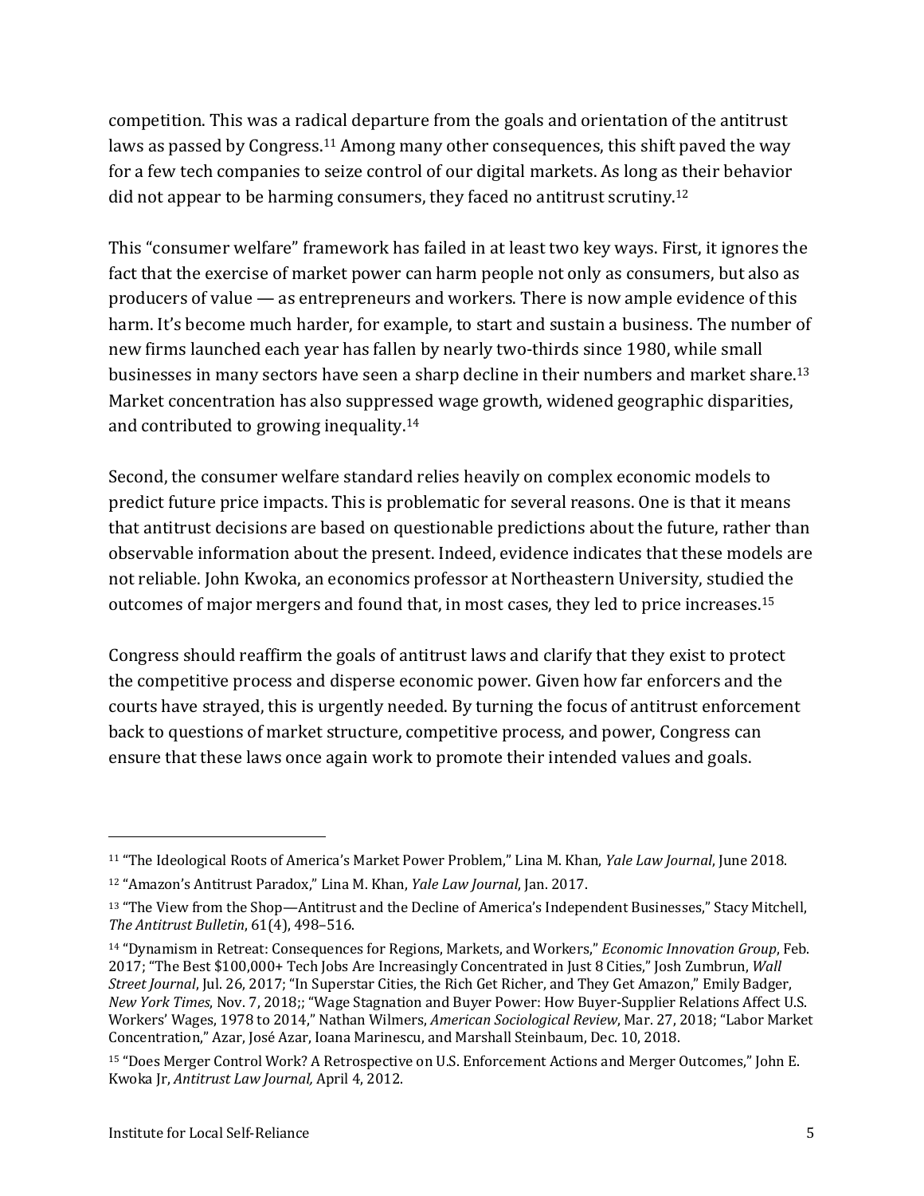competition. This was a radical departure from the goals and orientation of the antitrust laws as passed by Congress.[11] Among many other consequences, this shift paved the way for a few tech companies to seize control of our digital markets. As long as their behavior did not appear to be harming consumers, they faced no antitrust scrutiny.[12]

This "consumer welfare" framework has failed in at least two key ways. First, it ignores the fact that the exercise of market power can harm people not only as consumers, but also as producers of value — as entrepreneurs and workers. There is now ample evidence of this harm. It's become much harder, for example, to start and sustain a business. The number of new firms launched each year has fallen by nearly two-thirds since 1980, while small businesses in many sectors have seen a sharp decline in their numbers and market share.[13] Market concentration has also suppressed wage growth, widened geographic disparities, and contributed to growing inequality.[14]

Second, the consumer welfare standard relies heavily on complex economic models to predict future price impacts. This is problematic for several reasons. One is that it means that antitrust decisions are based on questionable predictions about the future, rather than observable information about the present. Indeed, evidence indicates that these models are not reliable. John Kwoka, an economics professor at Northeastern University, studied the outcomes of major mergers and found that, in most cases, they led to price increases.[15]

Congress should reaffirm the goals of antitrust laws and clarify that they exist to protect the competitive process and disperse economic power. Given how far enforcers and the courts have strayed, this is urgently needed. By turning the focus of antitrust enforcement back to questions of market structure, competitive process, and power, Congress can ensure that these laws once again work to promote their intended values and goals.

---

[11] "The Ideological Roots of America's Market Power Problem," Lina M. Khan, *Yale Law Journal*, June 2018.

[12] "Amazon's Antitrust Paradox," Lina M. Khan, *Yale Law Journal*, Jan. 2017.

[13] "The View from the Shop—Antitrust and the Decline of America's Independent Businesses," Stacy Mitchell, *The Antitrust Bulletin*, 61(4), 498–516.

[14] "Dynamism in Retreat: Consequences for Regions, Markets, and Workers," *Economic Innovation Group*, Feb. 2017; "The Best $100,000+ Tech Jobs Are Increasingly Concentrated in Just 8 Cities," Josh Zumbrun, *Wall Street Journal*, Jul. 26, 2017; "In Superstar Cities, the Rich Get Richer, and They Get Amazon," Emily Badger, *New York Times*, Nov. 7, 2018;; "Wage Stagnation and Buyer Power: How Buyer-Supplier Relations Affect U.S. Workers' Wages, 1978 to 2014," Nathan Wilmers, *American Sociological Review*, Mar. 27, 2018; "Labor Market Concentration," Azar, José Azar, Ioana Marinescu, and Marshall Steinbaum, Dec. 10, 2018.

[15] "Does Merger Control Work? A Retrospective on U.S. Enforcement Actions and Merger Outcomes," John E. Kwoka Jr, *Antitrust Law Journal,* April 4, 2012.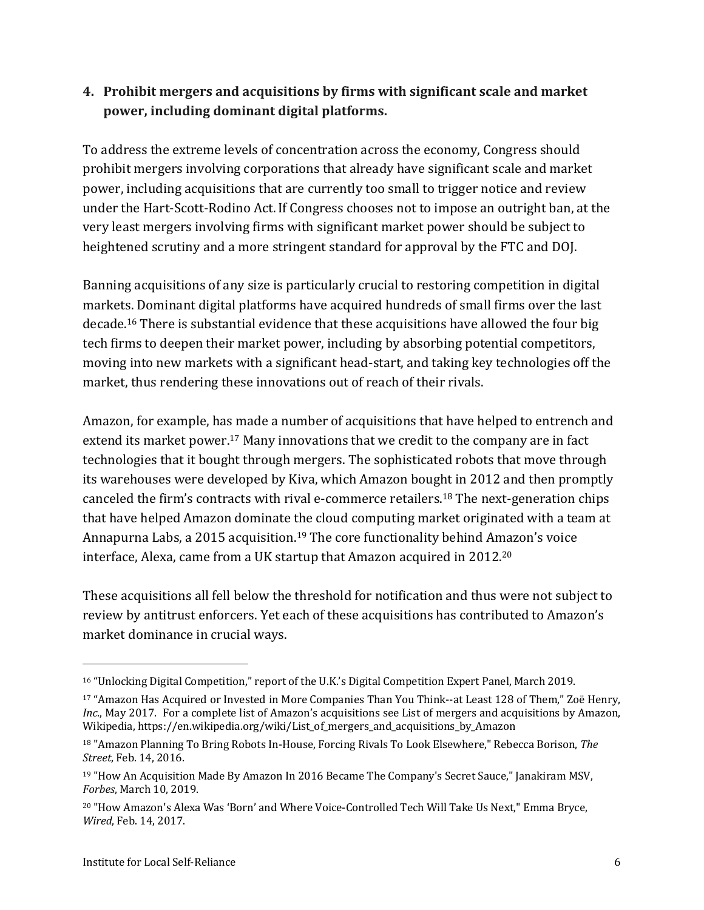**4. Prohibit mergers and acquisitions by firms with significant scale and market power, including dominant digital platforms.**

To address the extreme levels of concentration across the economy, Congress should prohibit mergers involving corporations that already have significant scale and market power, including acquisitions that are currently too small to trigger notice and review under the Hart-Scott-Rodino Act. If Congress chooses not to impose an outright ban, at the very least mergers involving firms with significant market power should be subject to heightened scrutiny and a more stringent standard for approval by the FTC and DOJ.

Banning acquisitions of any size is particularly crucial to restoring competition in digital markets. Dominant digital platforms have acquired hundreds of small firms over the last decade.[16] There is substantial evidence that these acquisitions have allowed the four big tech firms to deepen their market power, including by absorbing potential competitors, moving into new markets with a significant head-start, and taking key technologies off the market, thus rendering these innovations out of reach of their rivals.

Amazon, for example, has made a number of acquisitions that have helped to entrench and extend its market power.[17] Many innovations that we credit to the company are in fact technologies that it bought through mergers. The sophisticated robots that move through its warehouses were developed by Kiva, which Amazon bought in 2012 and then promptly canceled the firm's contracts with rival e-commerce retailers.[18] The next-generation chips that have helped Amazon dominate the cloud computing market originated with a team at Annapurna Labs, a 2015 acquisition.[19] The core functionality behind Amazon's voice interface, Alexa, came from a UK startup that Amazon acquired in 2012.[20]

These acquisitions all fell below the threshold for notification and thus were not subject to review by antitrust enforcers. Yet each of these acquisitions has contributed to Amazon's market dominance in crucial ways.

---

[16] "Unlocking Digital Competition," report of the U.K.'s Digital Competition Expert Panel, March 2019.

[17] "Amazon Has Acquired or Invested in More Companies Than You Think--at Least 128 of Them," Zoë Henry, *Inc.*, May 2017. For a complete list of Amazon's acquisitions see List of mergers and acquisitions by Amazon, Wikipedia, https://en.wikipedia.org/wiki/List_of_mergers_and_acquisitions_by_Amazon

[18] "Amazon Planning To Bring Robots In-House, Forcing Rivals To Look Elsewhere," Rebecca Borison, *The Street*, Feb. 14, 2016.

[19] "How An Acquisition Made By Amazon In 2016 Became The Company's Secret Sauce," Janakiram MSV, *Forbes*, March 10, 2019.

[20] "How Amazon's Alexa Was 'Born' and Where Voice-Controlled Tech Will Take Us Next," Emma Bryce, *Wired*, Feb. 14, 2017.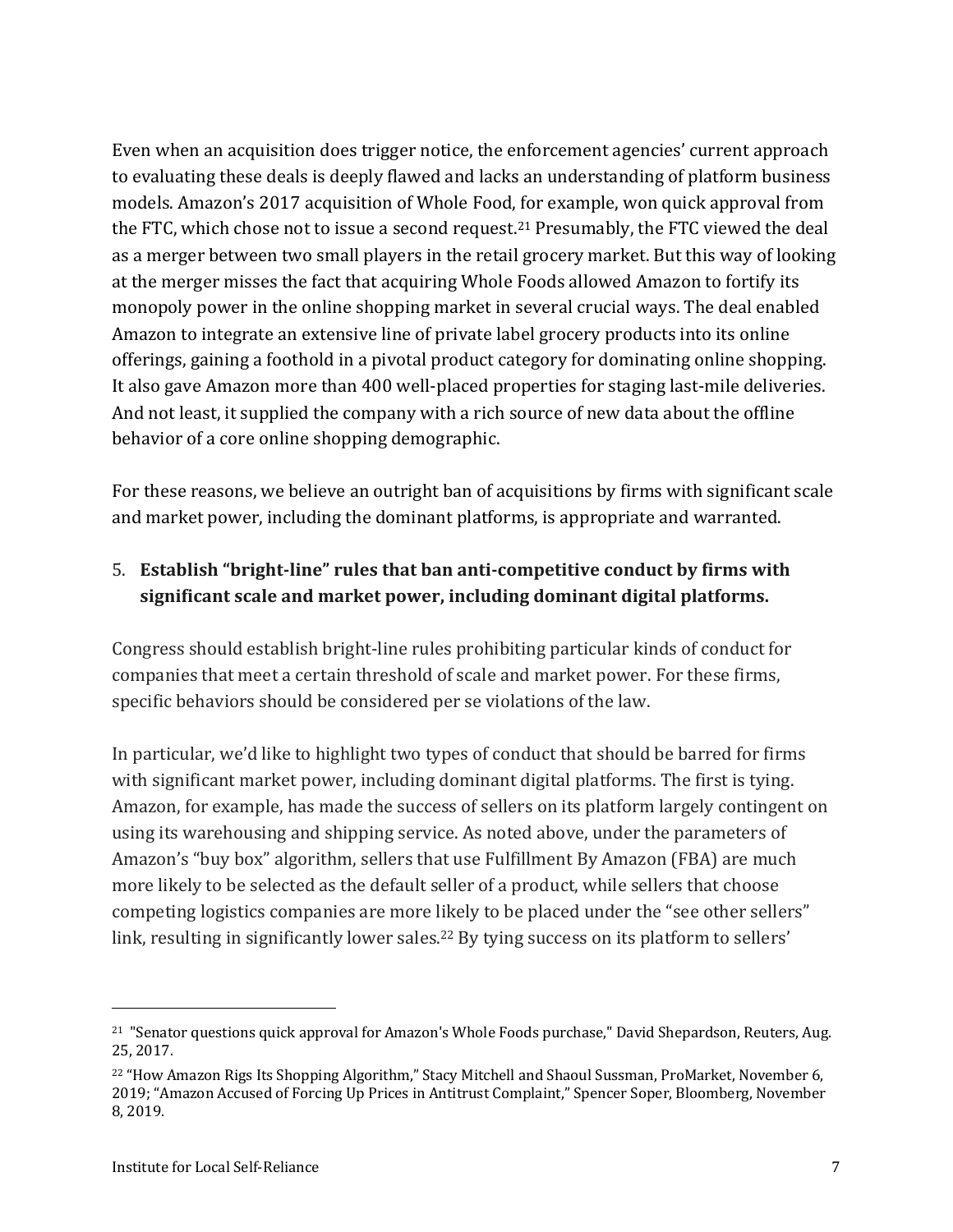Even when an acquisition does trigger notice, the enforcement agencies' current approach to evaluating these deals is deeply flawed and lacks an understanding of platform business models. Amazon's 2017 acquisition of Whole Food, for example, won quick approval from the FTC, which chose not to issue a second request.[21] Presumably, the FTC viewed the deal as a merger between two small players in the retail grocery market. But this way of looking at the merger misses the fact that acquiring Whole Foods allowed Amazon to fortify its monopoly power in the online shopping market in several crucial ways. The deal enabled Amazon to integrate an extensive line of private label grocery products into its online offerings, gaining a foothold in a pivotal product category for dominating online shopping. It also gave Amazon more than 400 well-placed properties for staging last-mile deliveries. And not least, it supplied the company with a rich source of new data about the offline behavior of a core online shopping demographic.

For these reasons, we believe an outright ban of acquisitions by firms with significant scale and market power, including the dominant platforms, is appropriate and warranted.

5. **Establish "bright-line" rules that ban anti-competitive conduct by firms with significant scale and market power, including dominant digital platforms.**

Congress should establish bright-line rules prohibiting particular kinds of conduct for companies that meet a certain threshold of scale and market power. For these firms, specific behaviors should be considered per se violations of the law.

In particular, we'd like to highlight two types of conduct that should be barred for firms with significant market power, including dominant digital platforms. The first is tying. Amazon, for example, has made the success of sellers on its platform largely contingent on using its warehousing and shipping service. As noted above, under the parameters of Amazon's "buy box" algorithm, sellers that use Fulfillment By Amazon (FBA) are much more likely to be selected as the default seller of a product, while sellers that choose competing logistics companies are more likely to be placed under the "see other sellers" link, resulting in significantly lower sales.[22] By tying success on its platform to sellers'

---

[21] "Senator questions quick approval for Amazon's Whole Foods purchase," David Shepardson, Reuters, Aug. 25, 2017.

[22] "How Amazon Rigs Its Shopping Algorithm," Stacy Mitchell and Shaoul Sussman, ProMarket, November 6, 2019; "Amazon Accused of Forcing Up Prices in Antitrust Complaint," Spencer Soper, Bloomberg, November 8, 2019.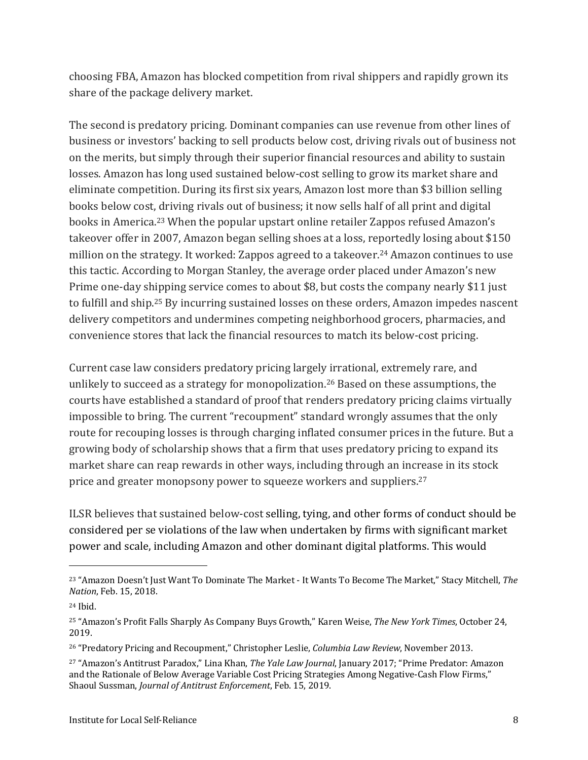choosing FBA, Amazon has blocked competition from rival shippers and rapidly grown its share of the package delivery market.

The second is predatory pricing. Dominant companies can use revenue from other lines of business or investors' backing to sell products below cost, driving rivals out of business not on the merits, but simply through their superior financial resources and ability to sustain losses. Amazon has long used sustained below-cost selling to grow its market share and eliminate competition. During its first six years, Amazon lost more than $3 billion selling books below cost, driving rivals out of business; it now sells half of all print and digital books in America.[23] When the popular upstart online retailer Zappos refused Amazon's takeover offer in 2007, Amazon began selling shoes at a loss, reportedly losing about $150 million on the strategy. It worked: Zappos agreed to a takeover.[24] Amazon continues to use this tactic. According to Morgan Stanley, the average order placed under Amazon's new Prime one-day shipping service comes to about $8, but costs the company nearly $11 just to fulfill and ship.[25] By incurring sustained losses on these orders, Amazon impedes nascent delivery competitors and undermines competing neighborhood grocers, pharmacies, and convenience stores that lack the financial resources to match its below-cost pricing.

Current case law considers predatory pricing largely irrational, extremely rare, and unlikely to succeed as a strategy for monopolization.[26] Based on these assumptions, the courts have established a standard of proof that renders predatory pricing claims virtually impossible to bring. The current "recoupment" standard wrongly assumes that the only route for recouping losses is through charging inflated consumer prices in the future. But a growing body of scholarship shows that a firm that uses predatory pricing to expand its market share can reap rewards in other ways, including through an increase in its stock price and greater monopsony power to squeeze workers and suppliers.[27]

ILSR believes that sustained below-cost selling, tying, and other forms of conduct should be considered per se violations of the law when undertaken by firms with significant market power and scale, including Amazon and other dominant digital platforms. This would

---

[23] "Amazon Doesn't Just Want To Dominate The Market - It Wants To Become The Market," Stacy Mitchell, *The Nation*, Feb. 15, 2018.

[24] Ibid.

[25] "Amazon's Profit Falls Sharply As Company Buys Growth," Karen Weise, *The New York Times*, October 24, 2019.

[26] "Predatory Pricing and Recoupment," Christopher Leslie, *Columbia Law Review*, November 2013.

[27] "Amazon's Antitrust Paradox," Lina Khan, *The Yale Law Journal*, January 2017; "Prime Predator: Amazon and the Rationale of Below Average Variable Cost Pricing Strategies Among Negative-Cash Flow Firms," Shaoul Sussman, *Journal of Antitrust Enforcement*, Feb. 15, 2019.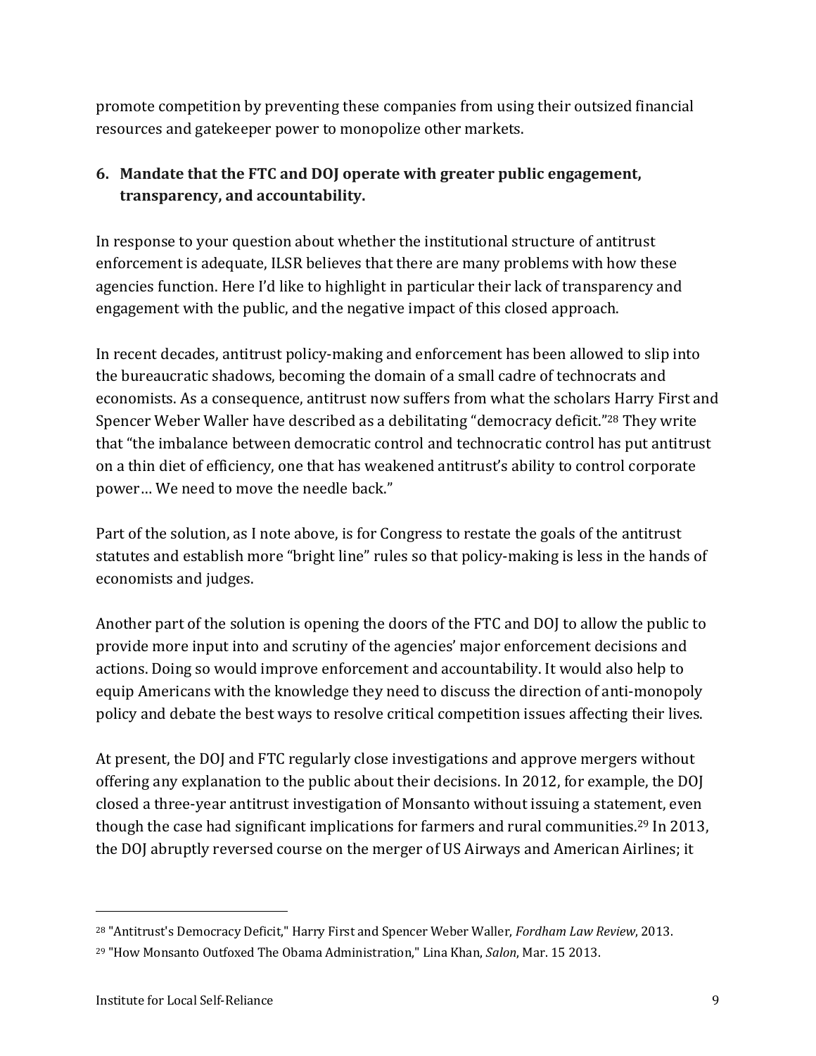promote competition by preventing these companies from using their outsized financial resources and gatekeeper power to monopolize other markets.

**6. Mandate that the FTC and DOJ operate with greater public engagement, transparency, and accountability.**

In response to your question about whether the institutional structure of antitrust enforcement is adequate, ILSR believes that there are many problems with how these agencies function. Here I'd like to highlight in particular their lack of transparency and engagement with the public, and the negative impact of this closed approach.

In recent decades, antitrust policy-making and enforcement has been allowed to slip into the bureaucratic shadows, becoming the domain of a small cadre of technocrats and economists. As a consequence, antitrust now suffers from what the scholars Harry First and Spencer Weber Waller have described as a debilitating "democracy deficit."[28] They write that "the imbalance between democratic control and technocratic control has put antitrust on a thin diet of efficiency, one that has weakened antitrust's ability to control corporate power… We need to move the needle back."

Part of the solution, as I note above, is for Congress to restate the goals of the antitrust statutes and establish more "bright line" rules so that policy-making is less in the hands of economists and judges.

Another part of the solution is opening the doors of the FTC and DOJ to allow the public to provide more input into and scrutiny of the agencies' major enforcement decisions and actions. Doing so would improve enforcement and accountability. It would also help to equip Americans with the knowledge they need to discuss the direction of anti-monopoly policy and debate the best ways to resolve critical competition issues affecting their lives.

At present, the DOJ and FTC regularly close investigations and approve mergers without offering any explanation to the public about their decisions. In 2012, for example, the DOJ closed a three-year antitrust investigation of Monsanto without issuing a statement, even though the case had significant implications for farmers and rural communities.[29] In 2013, the DOJ abruptly reversed course on the merger of US Airways and American Airlines; it

---

[28] "Antitrust's Democracy Deficit," Harry First and Spencer Weber Waller, *Fordham Law Review*, 2013.

[29] "How Monsanto Outfoxed The Obama Administration," Lina Khan, *Salon*, Mar. 15 2013.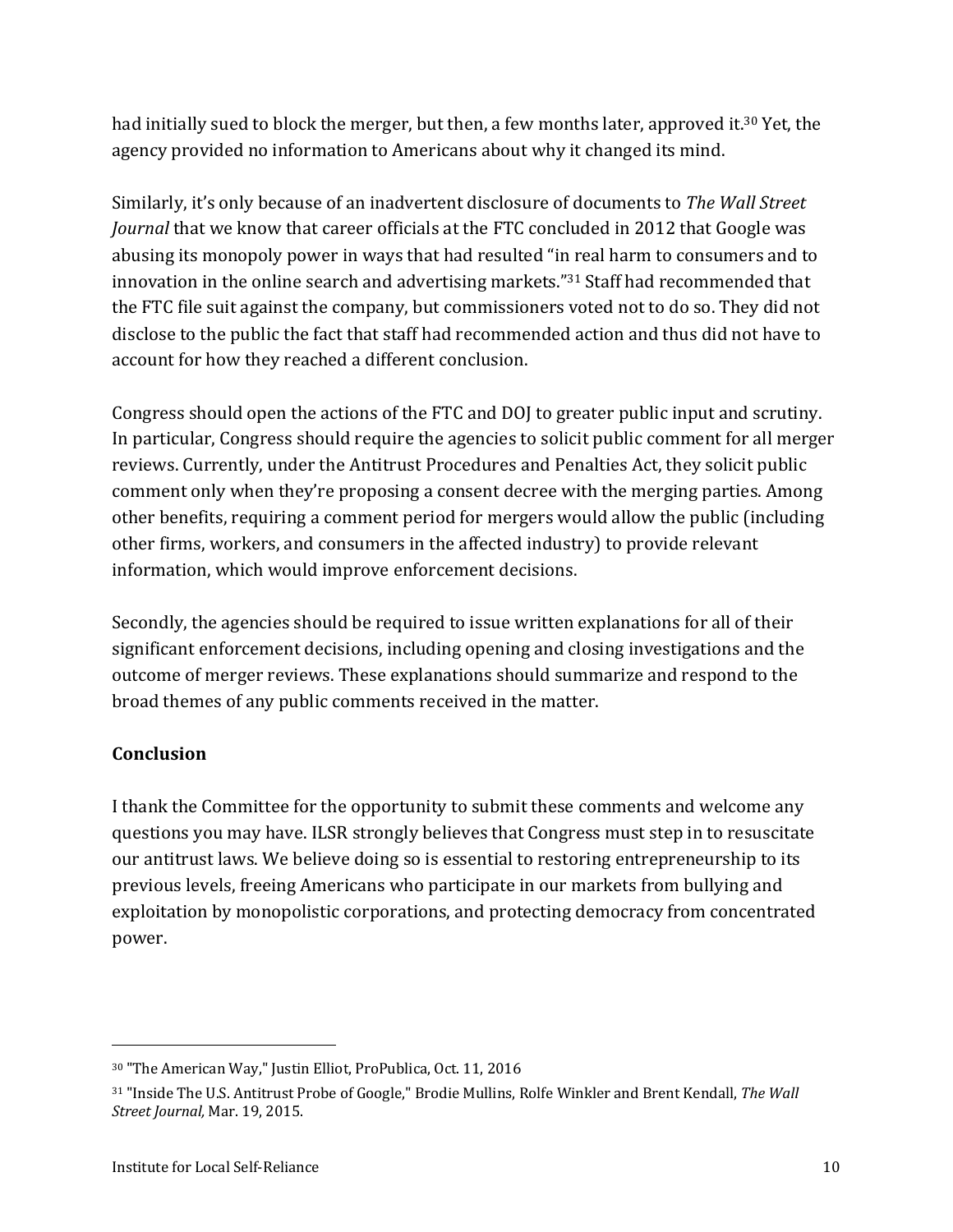had initially sued to block the merger, but then, a few months later, approved it.[30] Yet, the agency provided no information to Americans about why it changed its mind.

Similarly, it's only because of an inadvertent disclosure of documents to *The Wall Street Journal* that we know that career officials at the FTC concluded in 2012 that Google was abusing its monopoly power in ways that had resulted "in real harm to consumers and to innovation in the online search and advertising markets."[31] Staff had recommended that the FTC file suit against the company, but commissioners voted not to do so. They did not disclose to the public the fact that staff had recommended action and thus did not have to account for how they reached a different conclusion.

Congress should open the actions of the FTC and DOJ to greater public input and scrutiny. In particular, Congress should require the agencies to solicit public comment for all merger reviews. Currently, under the Antitrust Procedures and Penalties Act, they solicit public comment only when they're proposing a consent decree with the merging parties. Among other benefits, requiring a comment period for mergers would allow the public (including other firms, workers, and consumers in the affected industry) to provide relevant information, which would improve enforcement decisions.

Secondly, the agencies should be required to issue written explanations for all of their significant enforcement decisions, including opening and closing investigations and the outcome of merger reviews. These explanations should summarize and respond to the broad themes of any public comments received in the matter.

**Conclusion**

I thank the Committee for the opportunity to submit these comments and welcome any questions you may have. ILSR strongly believes that Congress must step in to resuscitate our antitrust laws. We believe doing so is essential to restoring entrepreneurship to its previous levels, freeing Americans who participate in our markets from bullying and exploitation by monopolistic corporations, and protecting democracy from concentrated power.

---

[30] "The American Way," Justin Elliot, ProPublica, Oct. 11, 2016

[31] "Inside The U.S. Antitrust Probe of Google," Brodie Mullins, Rolfe Winkler and Brent Kendall, *The Wall Street Journal,* Mar. 19, 2015.